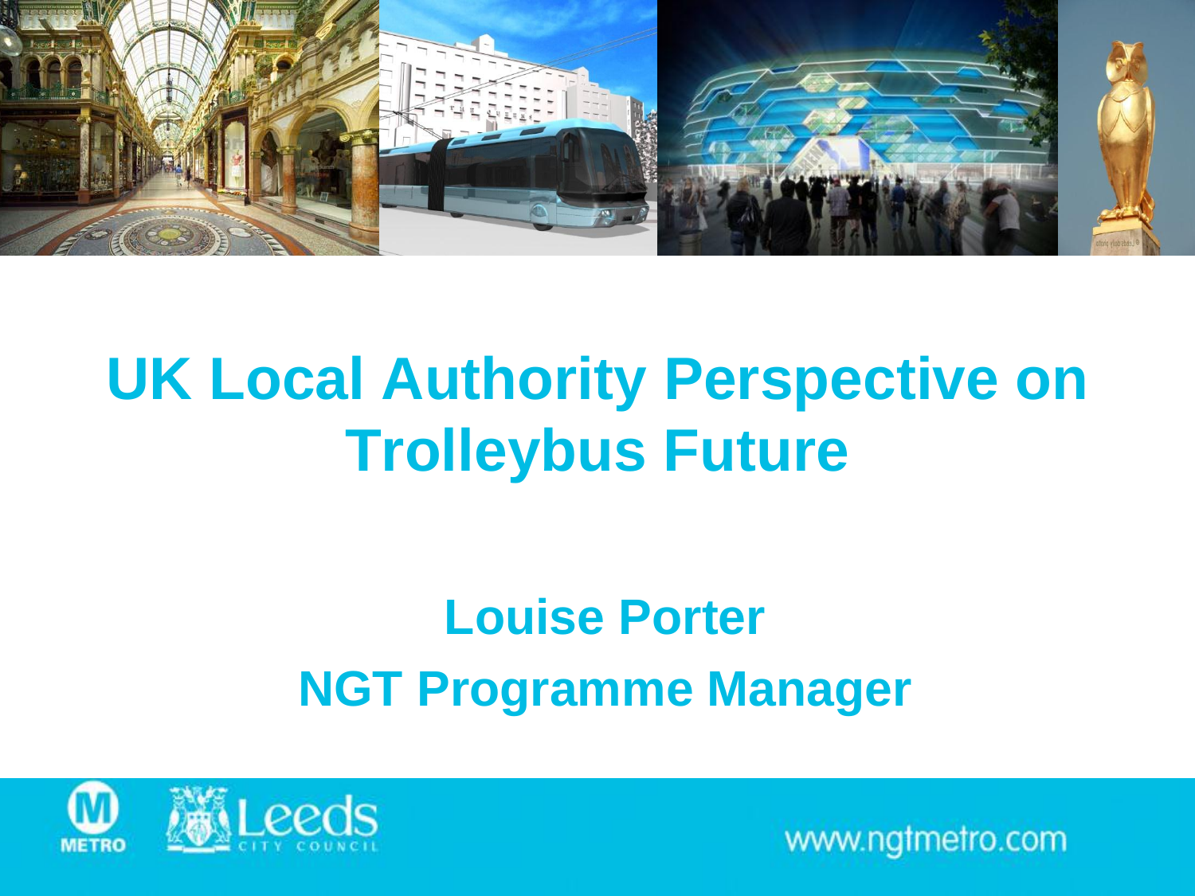# UK Local Authority Perspective on Trolleybus Future

## Louise Porter

## NGT Programme Manager

www.ngtmetro.com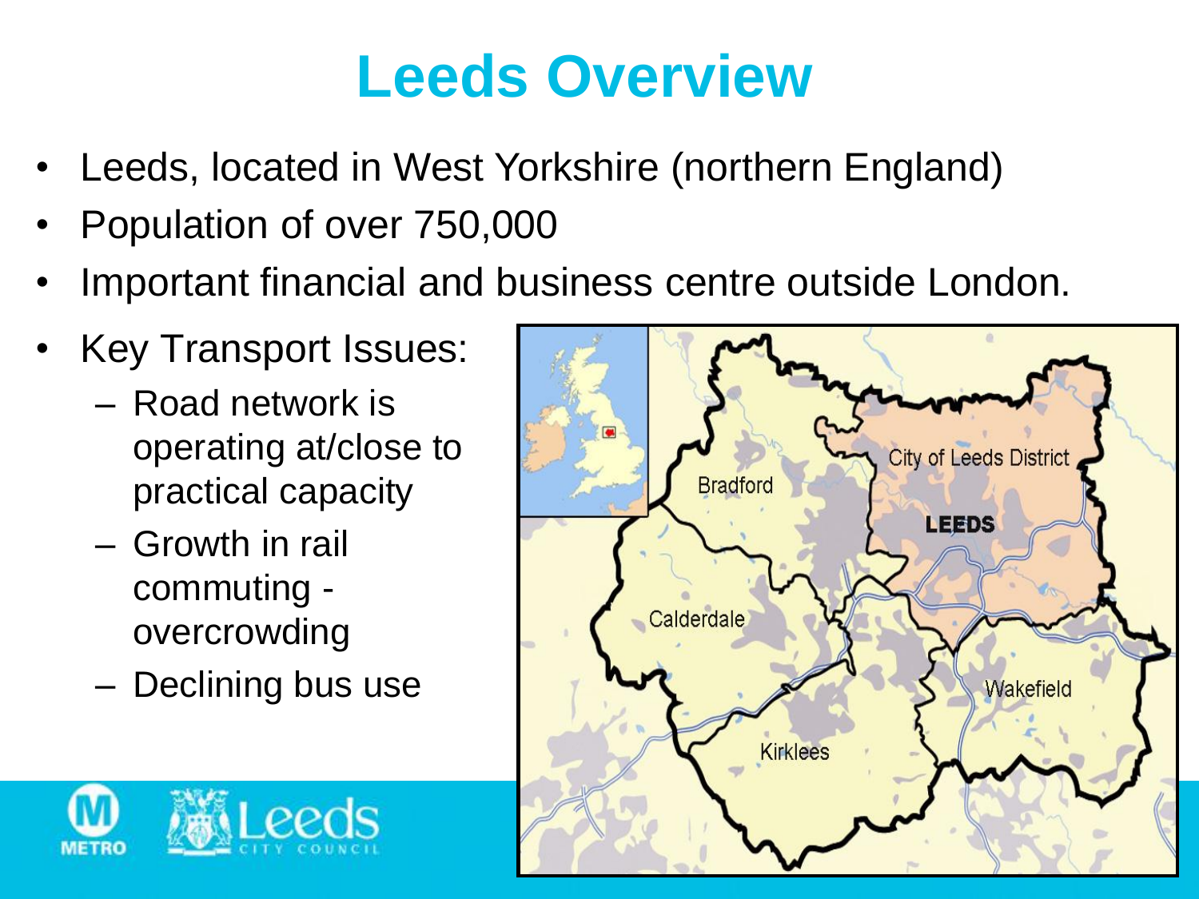# Leeds Overview

- Leeds, located in West Yorkshire (northern England)
- Population of over 750,000
- Important financial and business centre outside London.
- Key Transport Issues:
  - Road network is operating at/close to practical capacity
  - Growth in rail commuting - overcrowding
  - Declining bus use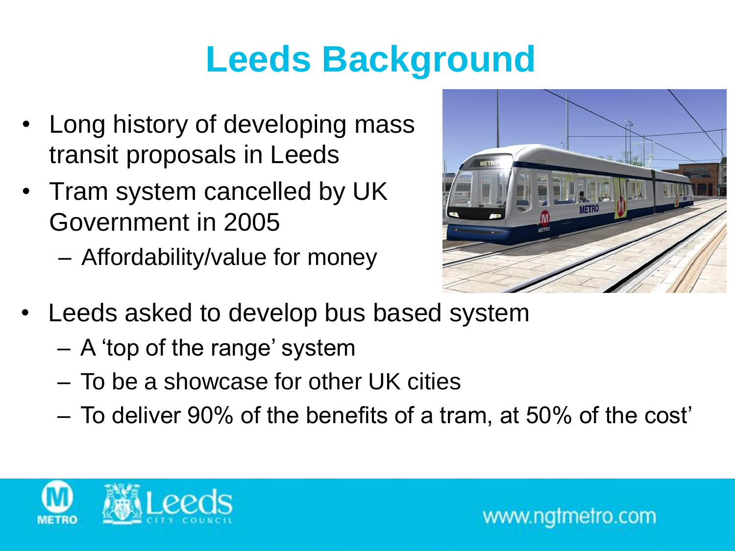# Leeds Background

- Long history of developing mass transit proposals in Leeds
- Tram system cancelled by UK Government in 2005
  - Affordability/value for money
- Leeds asked to develop bus based system
  - A 'top of the range' system
  - To be a showcase for other UK cities
  - To deliver 90% of the benefits of a tram, at 50% of the cost'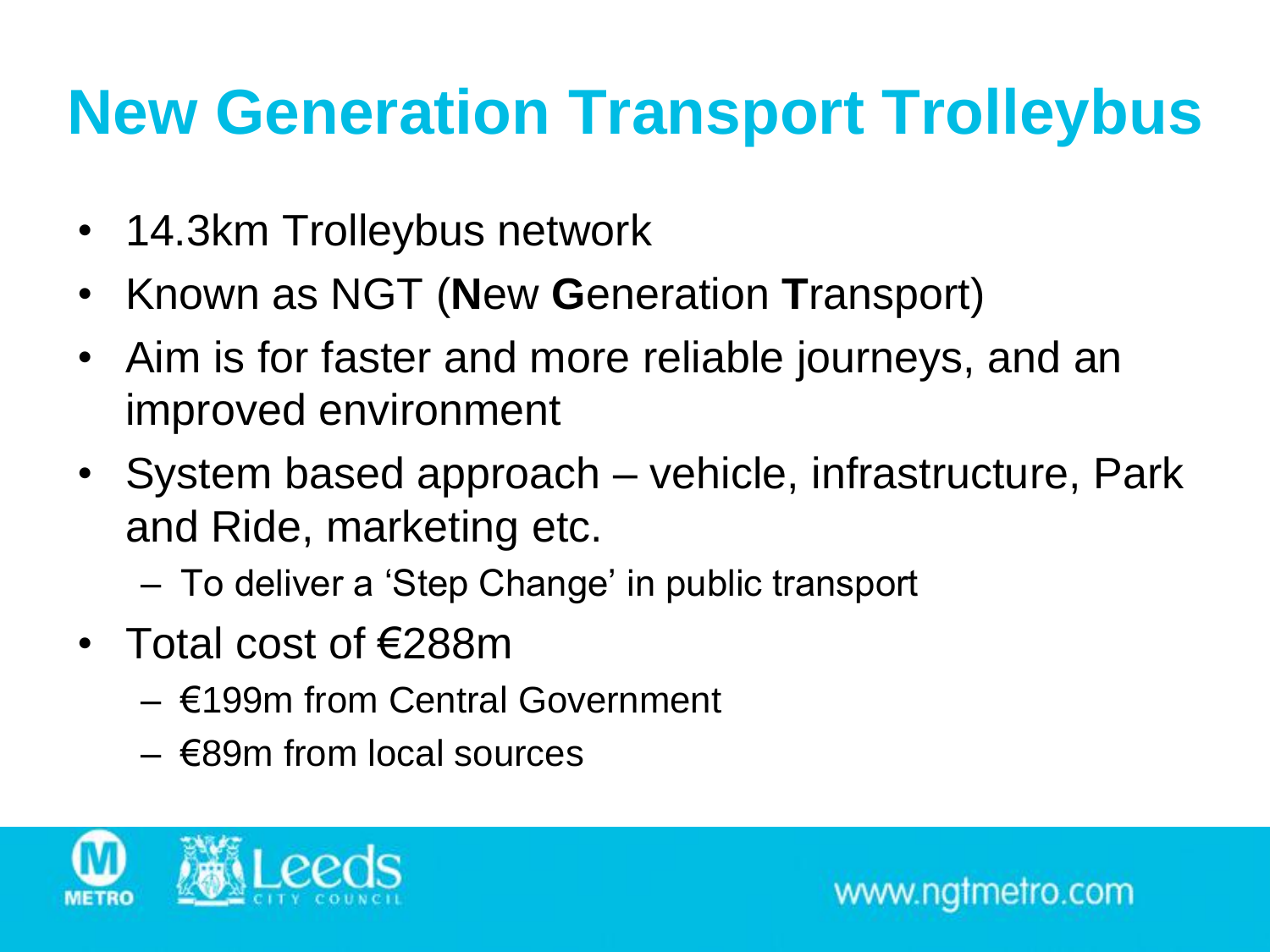# New Generation Transport Trolleybus

- 14.3km Trolleybus network
- Known as NGT (**N**ew **G**eneration **T**ransport)
- Aim is for faster and more reliable journeys, and an improved environment
- System based approach – vehicle, infrastructure, Park and Ride, marketing etc.
  - To deliver a 'Step Change' in public transport
- Total cost of €288m
  - €199m from Central Government
  - €89m from local sources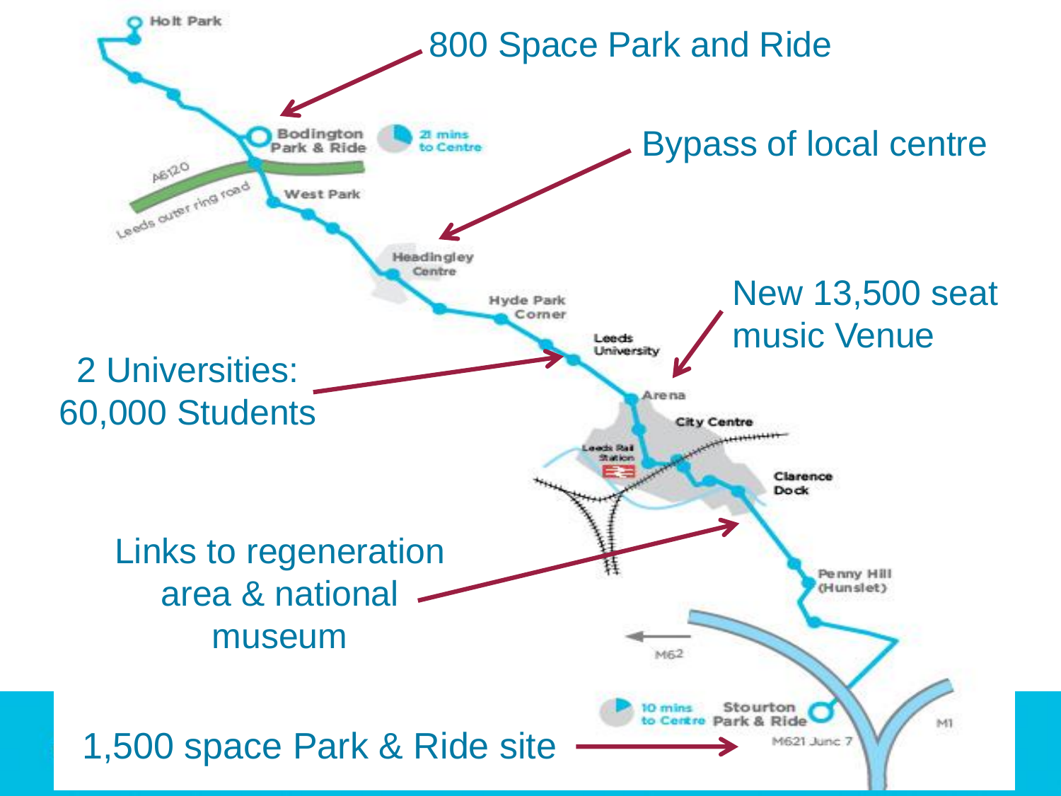800 Space Park and Ride

Bypass of local centre

New 13,500 seat music Venue

2 Universities: 60,000 Students

Links to regeneration area & national museum

1,500 space Park & Ride site

Holt Park

Bodington Park & Ride

21 mins to Centre

A6120

Leeds outer ring road

West Park

Headingley Centre

Hyde Park Corner

Leeds University

Arena

City Centre

Leeds Rail Station

Clarence Dock

Penny Hill (Hunslet)

M62

10 mins to Centre

Stourton Park & Ride

M621 Junc 7

M1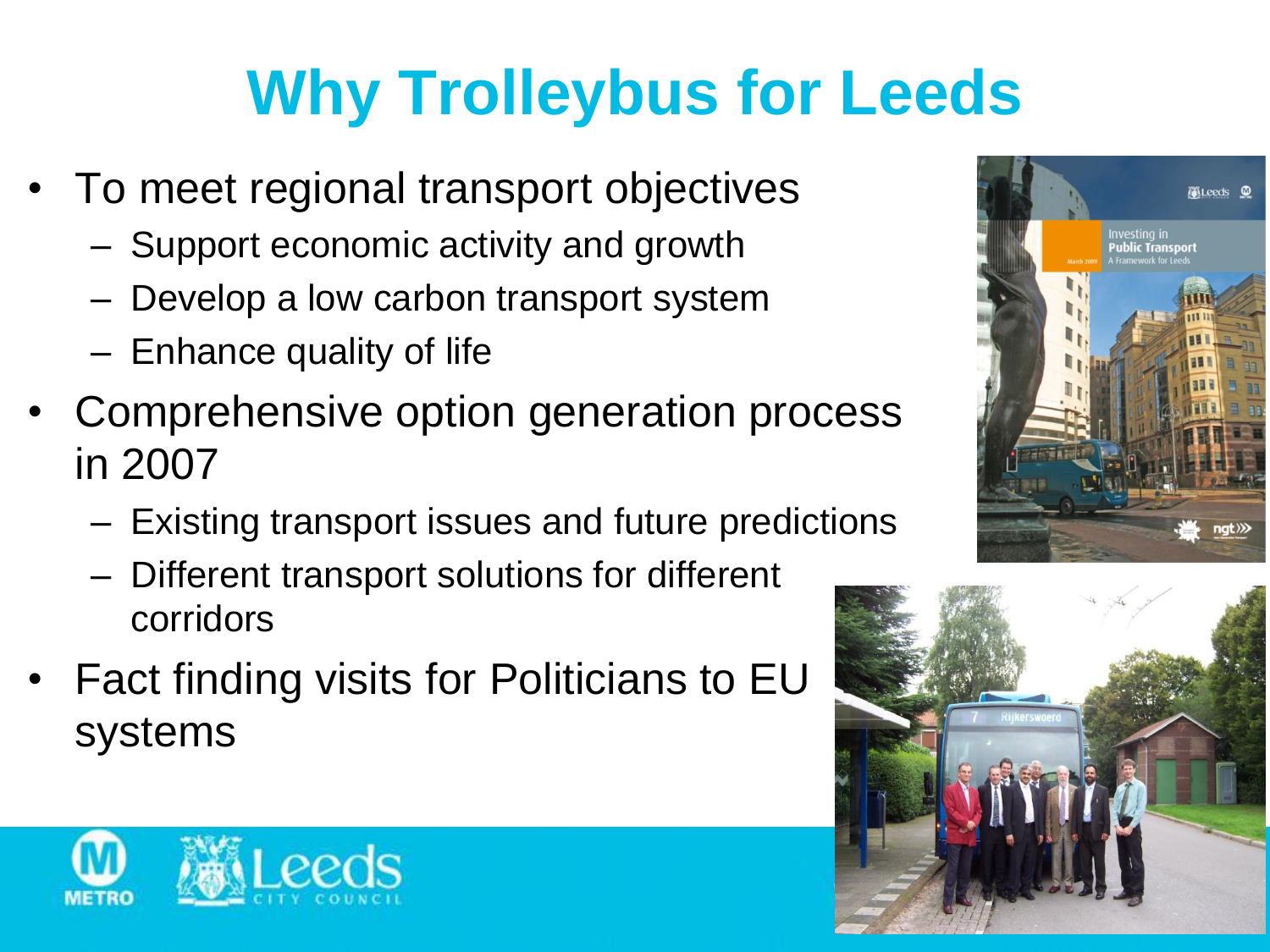# Why Trolleybus for Leeds

- To meet regional transport objectives
  - Support economic activity and growth
  - Develop a low carbon transport system
  - Enhance quality of life
- Comprehensive option generation process in 2007
  - Existing transport issues and future predictions
  - Different transport solutions for different corridors
- Fact finding visits for Politicians to EU systems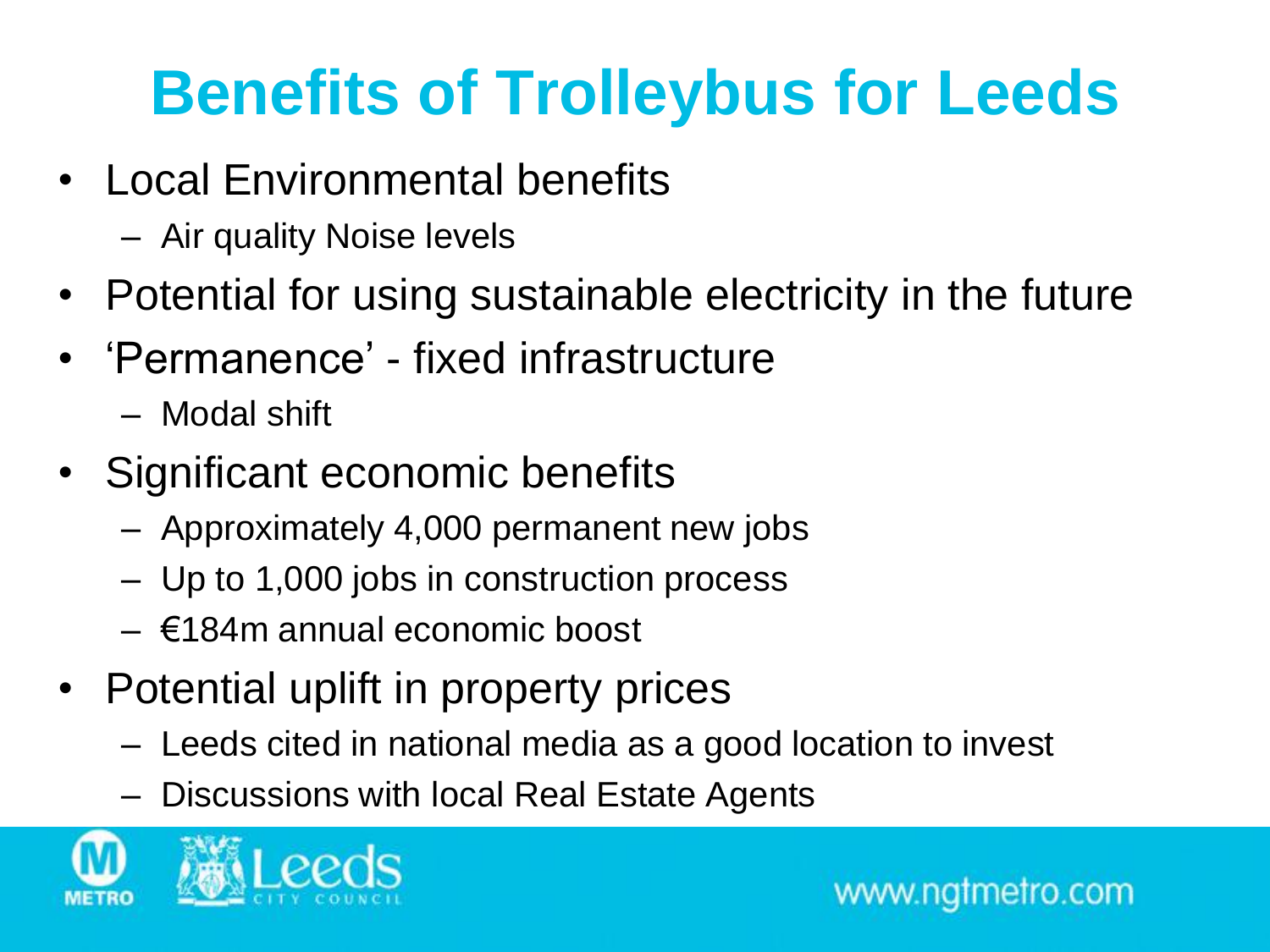# Benefits of Trolleybus for Leeds

- Local Environmental benefits
  - Air quality Noise levels
- Potential for using sustainable electricity in the future
- 'Permanence' - fixed infrastructure
  - Modal shift
- Significant economic benefits
  - Approximately 4,000 permanent new jobs
  - Up to 1,000 jobs in construction process
  - €184m annual economic boost
- Potential uplift in property prices
  - Leeds cited in national media as a good location to invest
  - Discussions with local Real Estate Agents

www.ngtmetro.com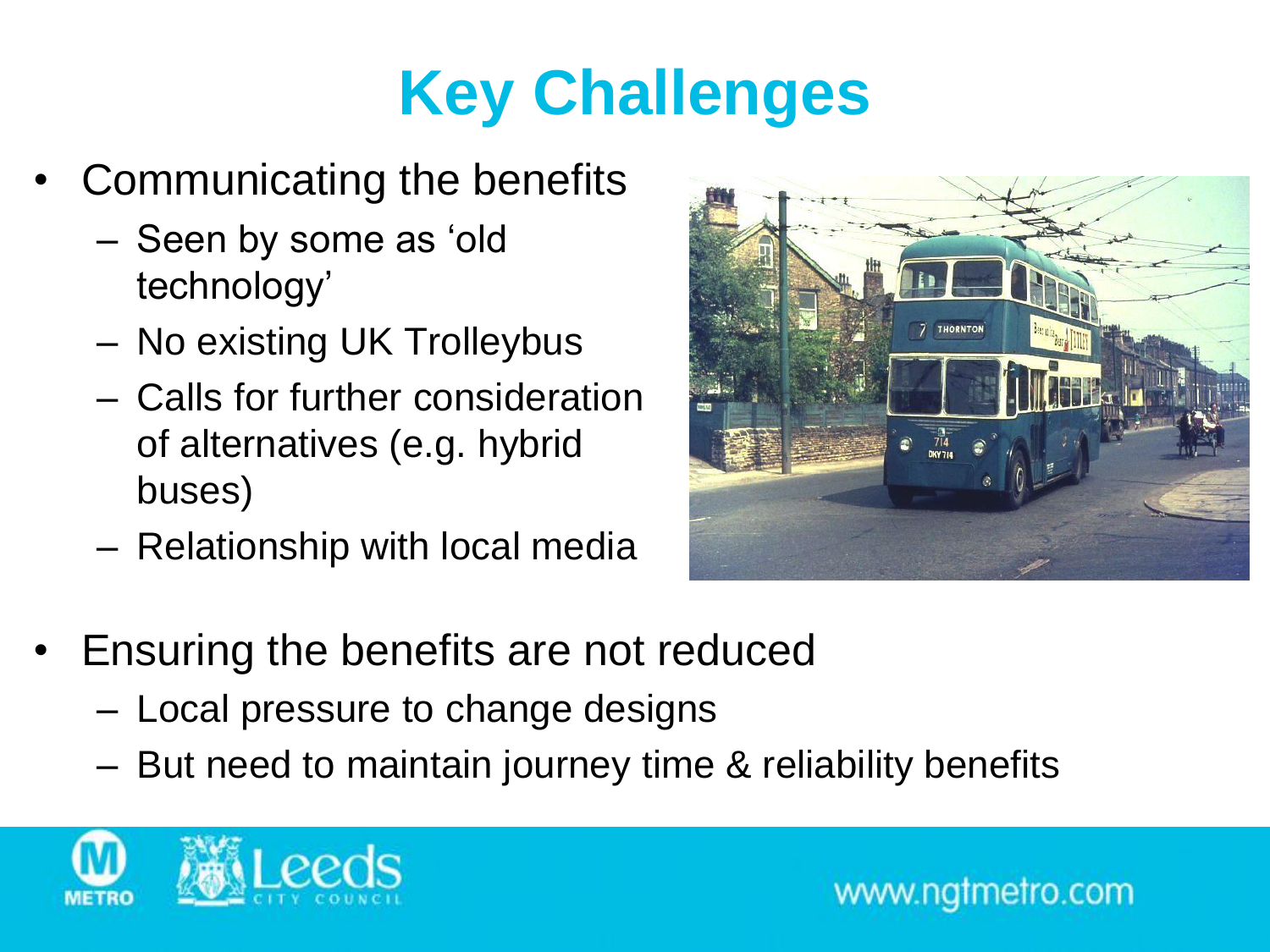# Key Challenges

- Communicating the benefits
  - Seen by some as 'old technology'
  - No existing UK Trolleybus
  - Calls for further consideration of alternatives (e.g. hybrid buses)
  - Relationship with local media
- Ensuring the benefits are not reduced
  - Local pressure to change designs
  - But need to maintain journey time & reliability benefits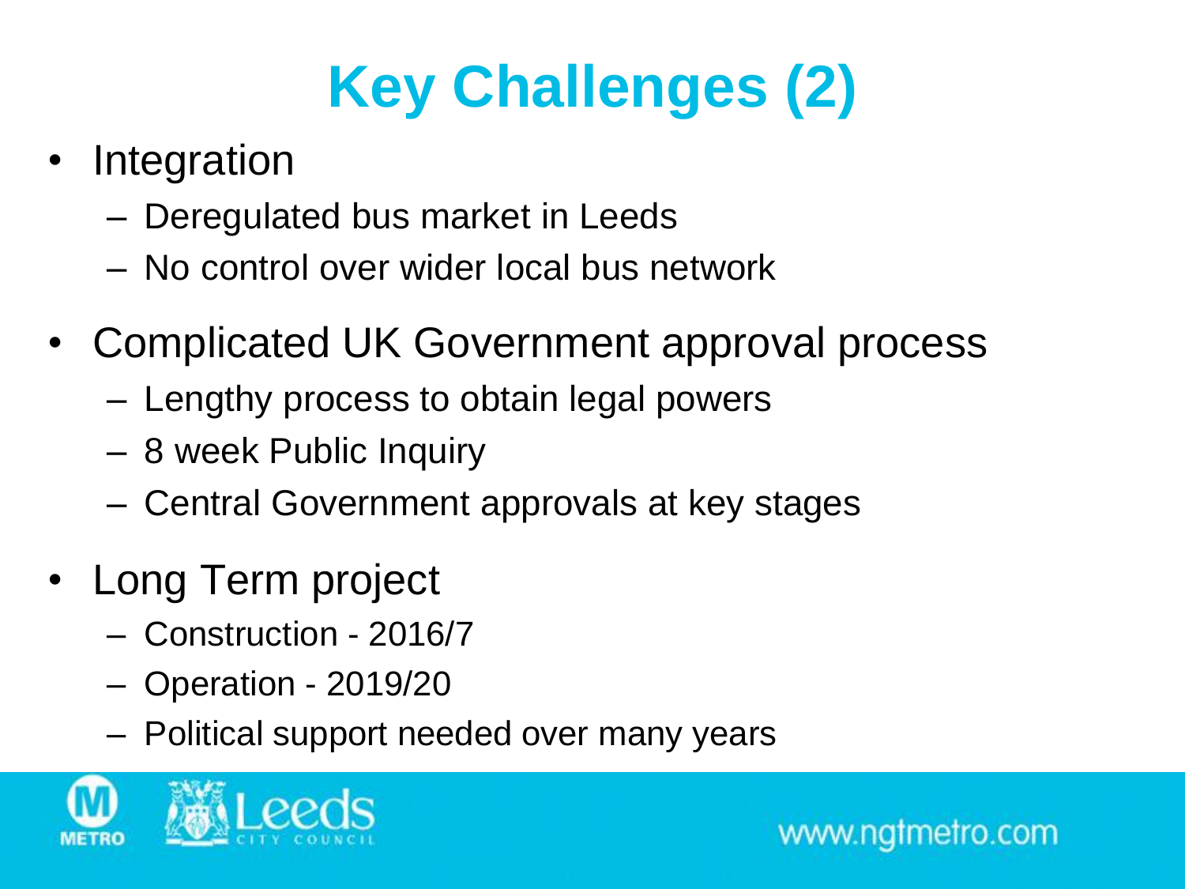# Key Challenges (2)

- Integration
  - Deregulated bus market in Leeds
  - No control over wider local bus network
- Complicated UK Government approval process
  - Lengthy process to obtain legal powers
  - 8 week Public Inquiry
  - Central Government approvals at key stages
- Long Term project
  - Construction - 2016/7
  - Operation - 2019/20
  - Political support needed over many years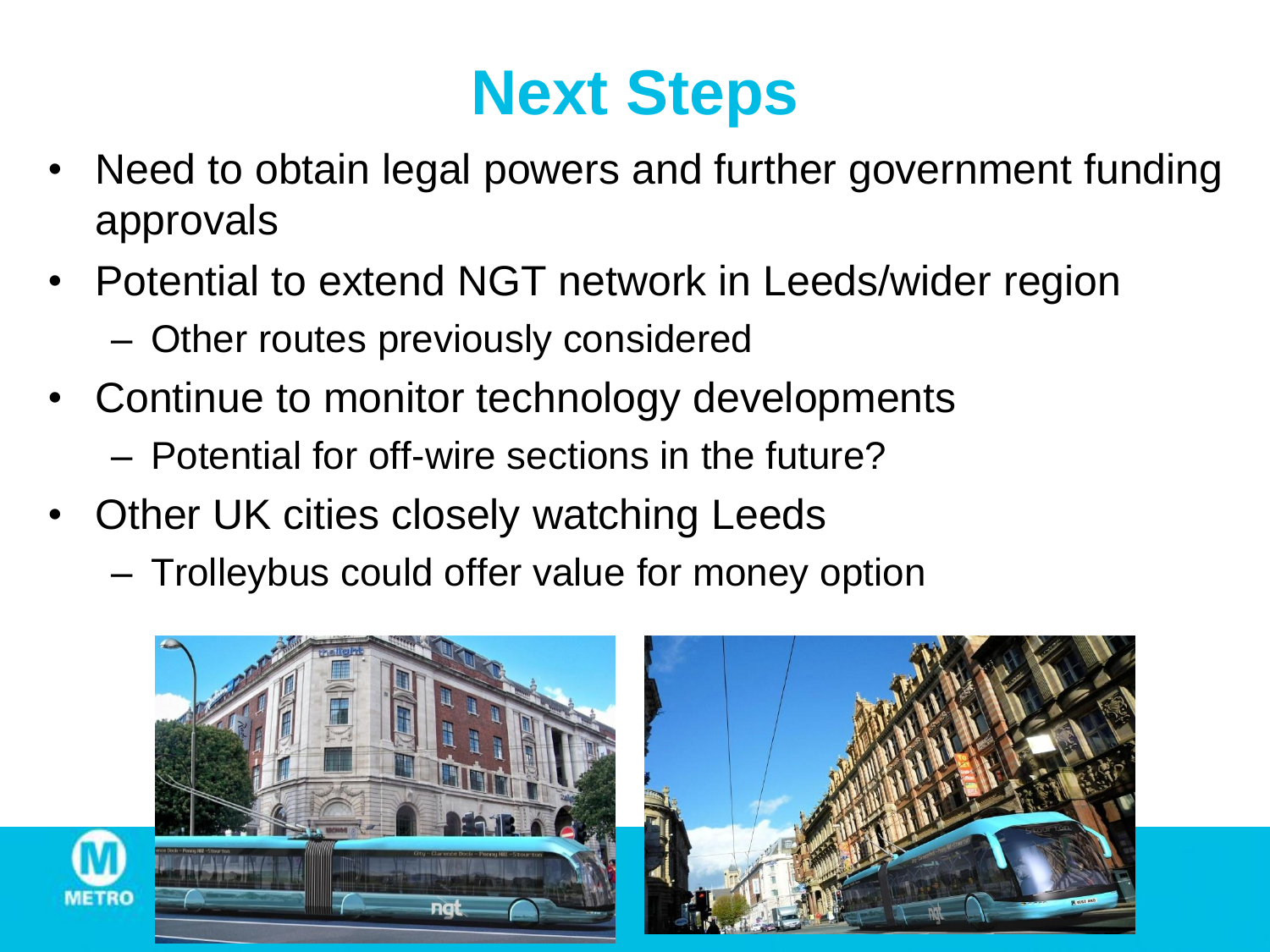# Next Steps

- Need to obtain legal powers and further government funding approvals
- Potential to extend NGT network in Leeds/wider region
  - Other routes previously considered
- Continue to monitor technology developments
  - Potential for off-wire sections in the future?
- Other UK cities closely watching Leeds
  - Trolleybus could offer value for money option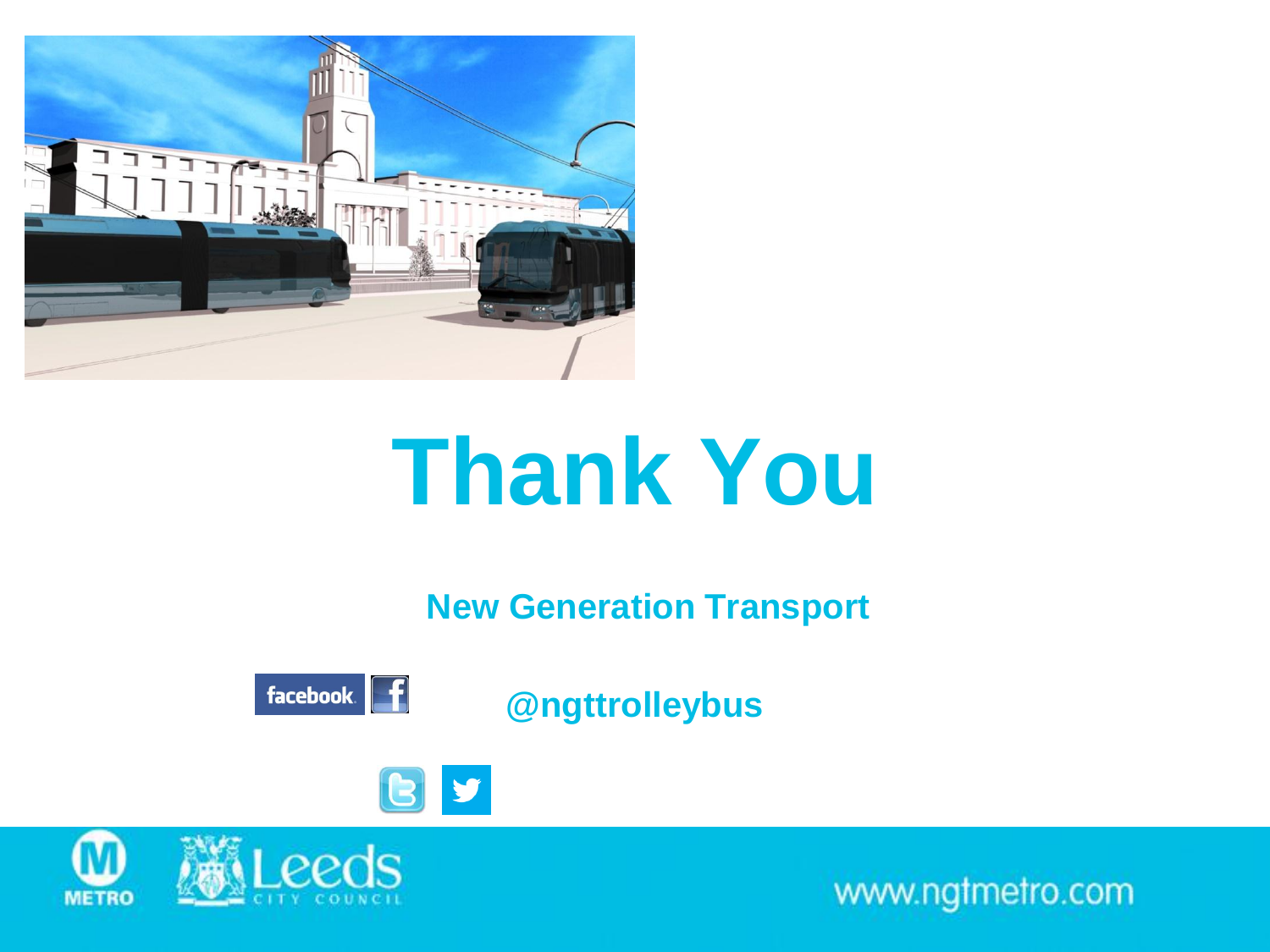# Thank You

**New Generation Transport**

facebook

**@ngttrolleybus**

www.ngtmetro.com